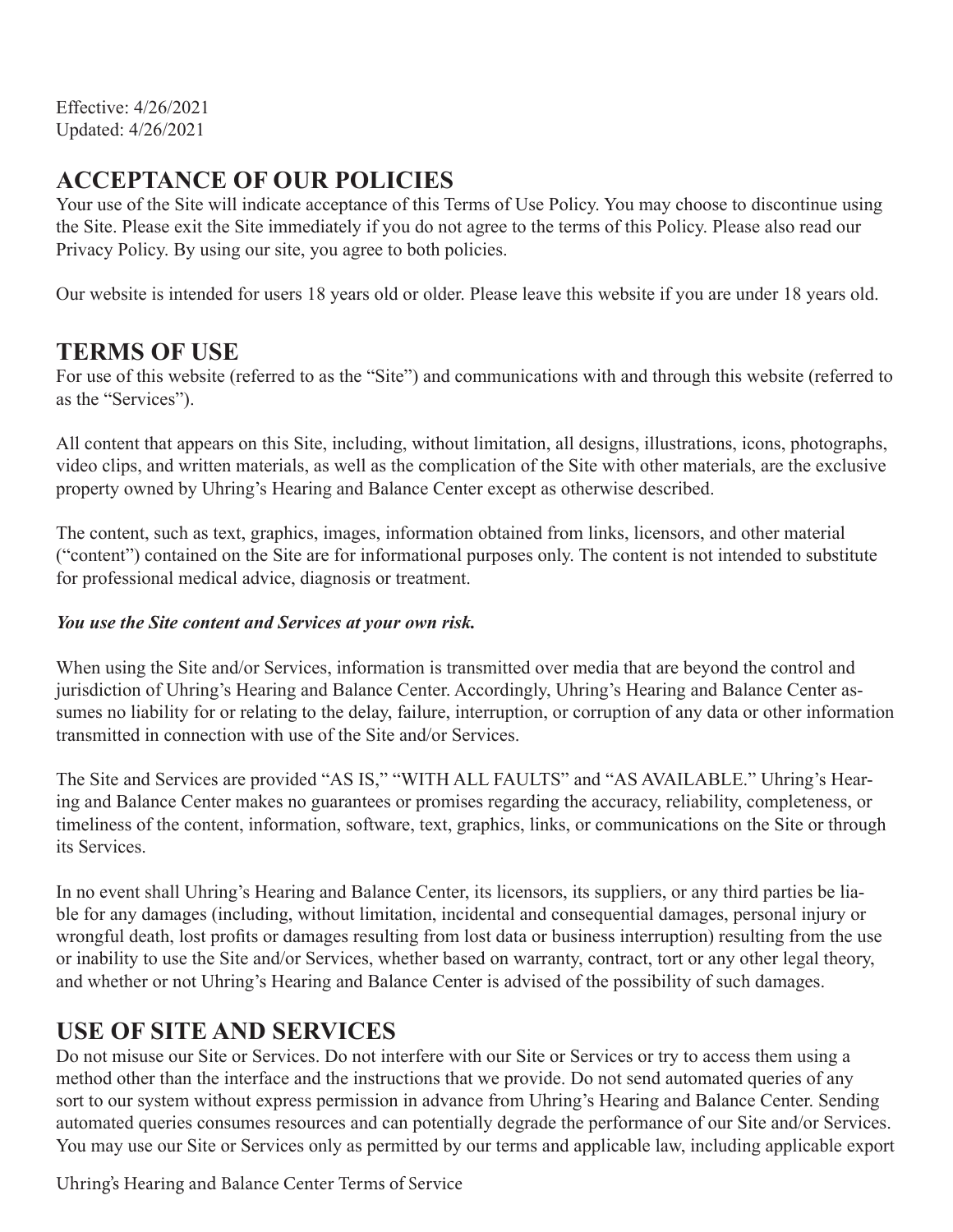Effective: 4/26/2021
Updated: 4/26/2021

## ACCEPTANCE OF OUR POLICIES

Your use of the Site will indicate acceptance of this Terms of Use Policy. You may choose to discontinue using the Site. Please exit the Site immediately if you do not agree to the terms of this Policy. Please also read our Privacy Policy. By using our site, you agree to both policies.

Our website is intended for users 18 years old or older. Please leave this website if you are under 18 years old.

## TERMS OF USE

For use of this website (referred to as the "Site") and communications with and through this website (referred to as the "Services").

All content that appears on this Site, including, without limitation, all designs, illustrations, icons, photographs, video clips, and written materials, as well as the complication of the Site with other materials, are the exclusive property owned by Uhring's Hearing and Balance Center except as otherwise described.

The content, such as text, graphics, images, information obtained from links, licensors, and other material ("content") contained on the Site are for informational purposes only. The content is not intended to substitute for professional medical advice, diagnosis or treatment.

***You use the Site content and Services at your own risk.***

When using the Site and/or Services, information is transmitted over media that are beyond the control and jurisdiction of Uhring's Hearing and Balance Center. Accordingly, Uhring's Hearing and Balance Center assumes no liability for or relating to the delay, failure, interruption, or corruption of any data or other information transmitted in connection with use of the Site and/or Services.

The Site and Services are provided "AS IS," "WITH ALL FAULTS" and "AS AVAILABLE." Uhring's Hearing and Balance Center makes no guarantees or promises regarding the accuracy, reliability, completeness, or timeliness of the content, information, software, text, graphics, links, or communications on the Site or through its Services.

In no event shall Uhring's Hearing and Balance Center, its licensors, its suppliers, or any third parties be liable for any damages (including, without limitation, incidental and consequential damages, personal injury or wrongful death, lost profits or damages resulting from lost data or business interruption) resulting from the use or inability to use the Site and/or Services, whether based on warranty, contract, tort or any other legal theory, and whether or not Uhring's Hearing and Balance Center is advised of the possibility of such damages.

## USE OF SITE AND SERVICES

Do not misuse our Site or Services. Do not interfere with our Site or Services or try to access them using a method other than the interface and the instructions that we provide. Do not send automated queries of any sort to our system without express permission in advance from Uhring's Hearing and Balance Center. Sending automated queries consumes resources and can potentially degrade the performance of our Site and/or Services. You may use our Site or Services only as permitted by our terms and applicable law, including applicable export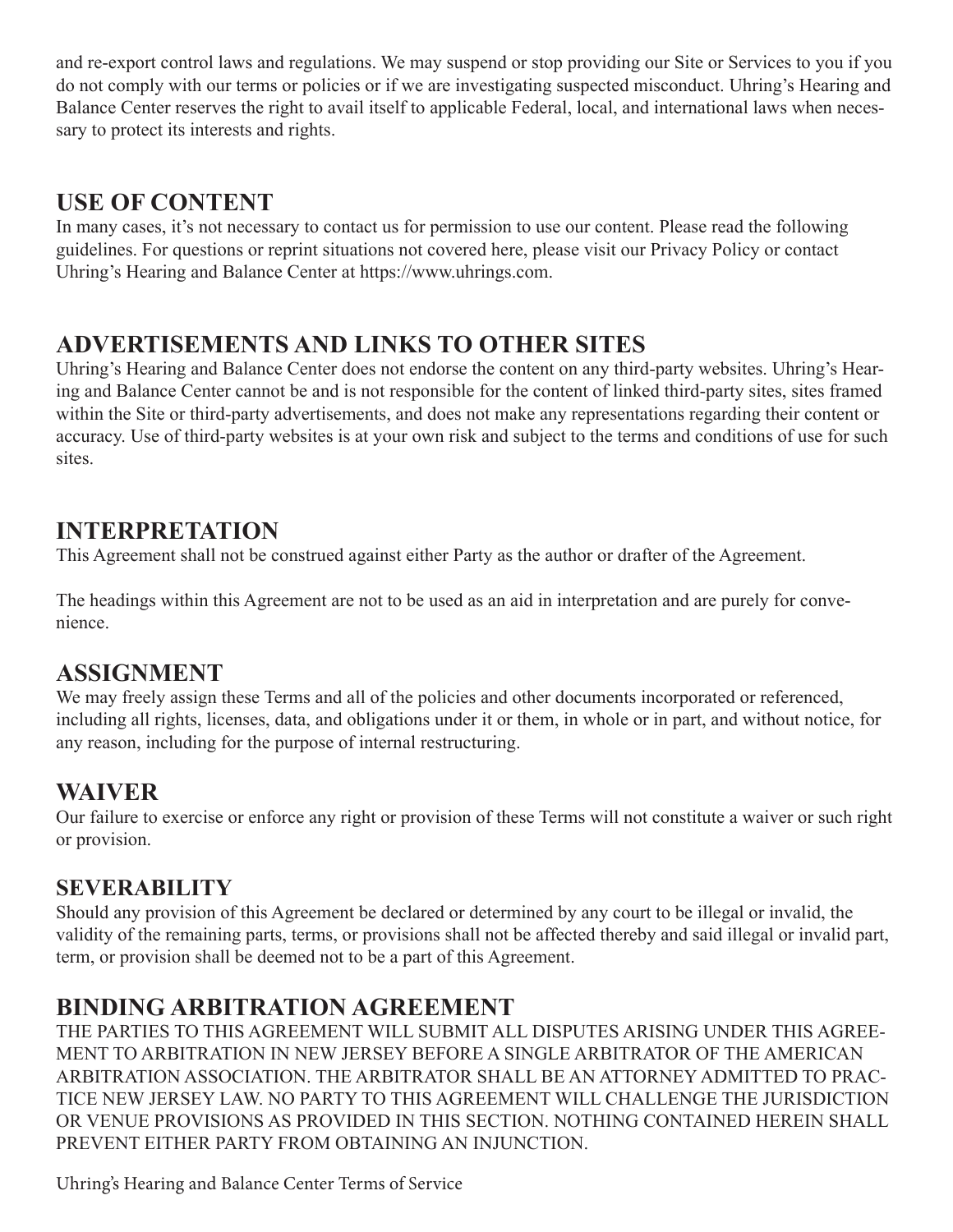and re-export control laws and regulations. We may suspend or stop providing our Site or Services to you if you do not comply with our terms or policies or if we are investigating suspected misconduct. Uhring's Hearing and Balance Center reserves the right to avail itself to applicable Federal, local, and international laws when necessary to protect its interests and rights.

## USE OF CONTENT

In many cases, it's not necessary to contact us for permission to use our content. Please read the following guidelines. For questions or reprint situations not covered here, please visit our Privacy Policy or contact Uhring's Hearing and Balance Center at https://www.uhrings.com.

## ADVERTISEMENTS AND LINKS TO OTHER SITES

Uhring's Hearing and Balance Center does not endorse the content on any third-party websites. Uhring's Hearing and Balance Center cannot be and is not responsible for the content of linked third-party sites, sites framed within the Site or third-party advertisements, and does not make any representations regarding their content or accuracy. Use of third-party websites is at your own risk and subject to the terms and conditions of use for such sites.

## INTERPRETATION

This Agreement shall not be construed against either Party as the author or drafter of the Agreement.

The headings within this Agreement are not to be used as an aid in interpretation and are purely for convenience.

## ASSIGNMENT

We may freely assign these Terms and all of the policies and other documents incorporated or referenced, including all rights, licenses, data, and obligations under it or them, in whole or in part, and without notice, for any reason, including for the purpose of internal restructuring.

## WAIVER

Our failure to exercise or enforce any right or provision of these Terms will not constitute a waiver or such right or provision.

## SEVERABILITY

Should any provision of this Agreement be declared or determined by any court to be illegal or invalid, the validity of the remaining parts, terms, or provisions shall not be affected thereby and said illegal or invalid part, term, or provision shall be deemed not to be a part of this Agreement.

## BINDING ARBITRATION AGREEMENT

THE PARTIES TO THIS AGREEMENT WILL SUBMIT ALL DISPUTES ARISING UNDER THIS AGREEMENT TO ARBITRATION IN NEW JERSEY BEFORE A SINGLE ARBITRATOR OF THE AMERICAN ARBITRATION ASSOCIATION. THE ARBITRATOR SHALL BE AN ATTORNEY ADMITTED TO PRACTICE NEW JERSEY LAW. NO PARTY TO THIS AGREEMENT WILL CHALLENGE THE JURISDICTION OR VENUE PROVISIONS AS PROVIDED IN THIS SECTION. NOTHING CONTAINED HEREIN SHALL PREVENT EITHER PARTY FROM OBTAINING AN INJUNCTION.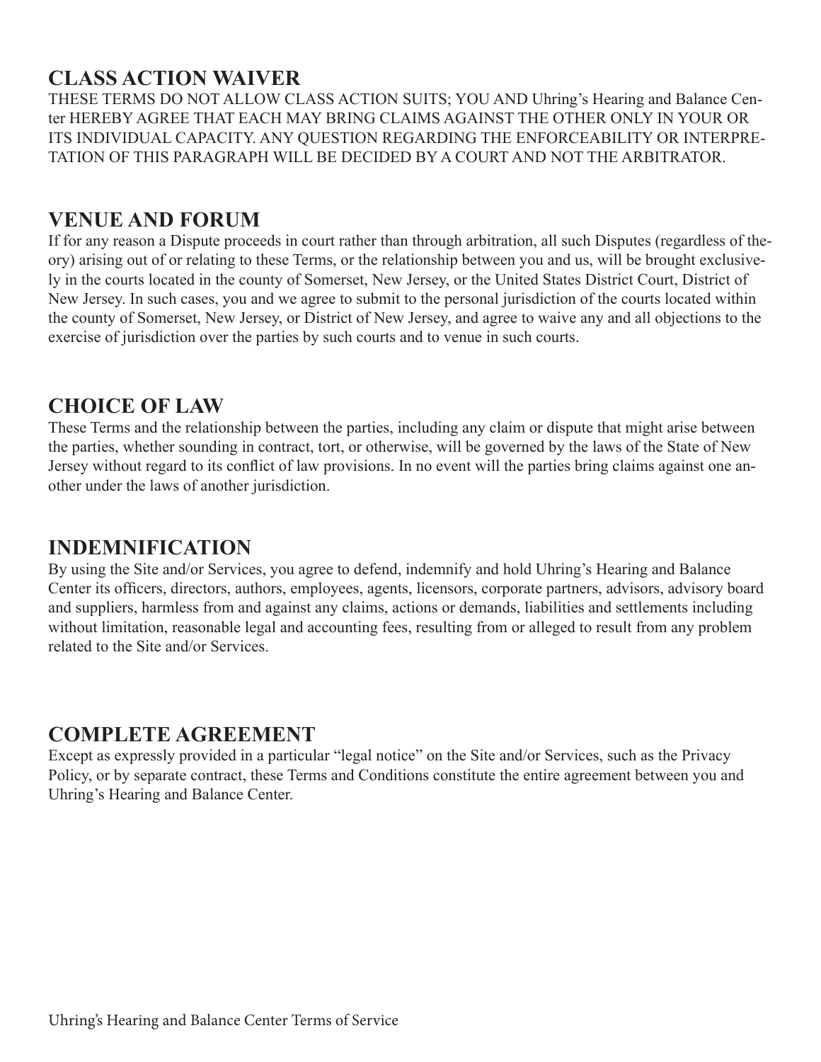## CLASS ACTION WAIVER

THESE TERMS DO NOT ALLOW CLASS ACTION SUITS; YOU AND Uhring's Hearing and Balance Center HEREBY AGREE THAT EACH MAY BRING CLAIMS AGAINST THE OTHER ONLY IN YOUR OR ITS INDIVIDUAL CAPACITY. ANY QUESTION REGARDING THE ENFORCEABILITY OR INTERPRETATION OF THIS PARAGRAPH WILL BE DECIDED BY A COURT AND NOT THE ARBITRATOR.

## VENUE AND FORUM

If for any reason a Dispute proceeds in court rather than through arbitration, all such Disputes (regardless of theory) arising out of or relating to these Terms, or the relationship between you and us, will be brought exclusively in the courts located in the county of Somerset, New Jersey, or the United States District Court, District of New Jersey. In such cases, you and we agree to submit to the personal jurisdiction of the courts located within the county of Somerset, New Jersey, or District of New Jersey, and agree to waive any and all objections to the exercise of jurisdiction over the parties by such courts and to venue in such courts.

## CHOICE OF LAW

These Terms and the relationship between the parties, including any claim or dispute that might arise between the parties, whether sounding in contract, tort, or otherwise, will be governed by the laws of the State of New Jersey without regard to its conflict of law provisions. In no event will the parties bring claims against one another under the laws of another jurisdiction.

## INDEMNIFICATION

By using the Site and/or Services, you agree to defend, indemnify and hold Uhring's Hearing and Balance Center its officers, directors, authors, employees, agents, licensors, corporate partners, advisors, advisory board and suppliers, harmless from and against any claims, actions or demands, liabilities and settlements including without limitation, reasonable legal and accounting fees, resulting from or alleged to result from any problem related to the Site and/or Services.

## COMPLETE AGREEMENT

Except as expressly provided in a particular "legal notice" on the Site and/or Services, such as the Privacy Policy, or by separate contract, these Terms and Conditions constitute the entire agreement between you and Uhring's Hearing and Balance Center.